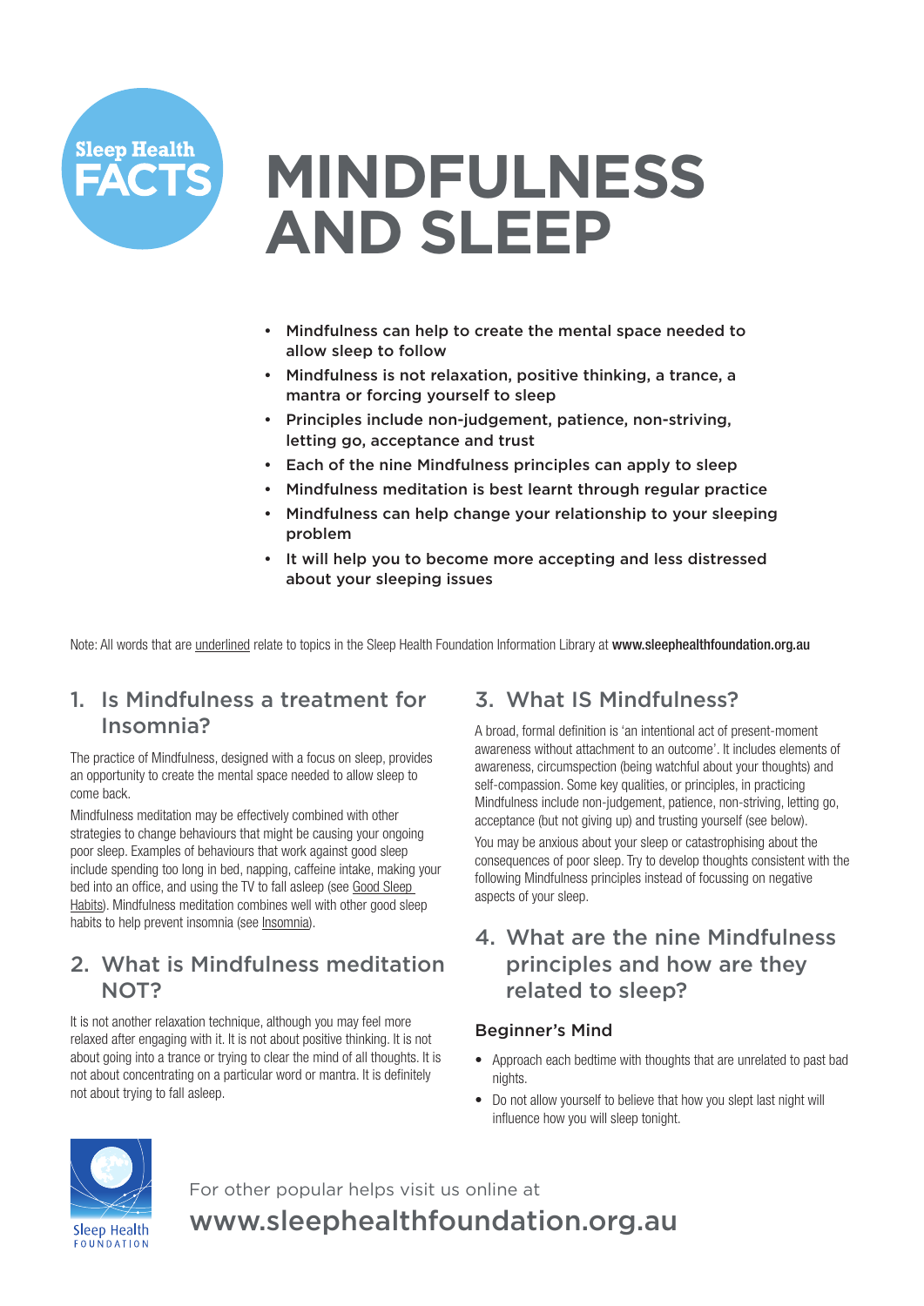Sleep Health FACTS

# MINDFULNESS AND SLEEP

- Mindfulness can help to create the mental space needed to allow sleep to follow
- Mindfulness is not relaxation, positive thinking, a trance, a mantra or forcing yourself to sleep
- Principles include non-judgement, patience, non-striving, letting go, acceptance and trust
- Each of the nine Mindfulness principles can apply to sleep
- Mindfulness meditation is best learnt through regular practice
- Mindfulness can help change your relationship to your sleeping problem
- It will help you to become more accepting and less distressed about your sleeping issues

Note: All words that are underlined relate to topics in the Sleep Health Foundation Information Library at **www.sleephealthfoundation.org.au**

## 1. Is Mindfulness a treatment for Insomnia?

The practice of Mindfulness, designed with a focus on sleep, provides an opportunity to create the mental space needed to allow sleep to come back.

Mindfulness meditation may be effectively combined with other strategies to change behaviours that might be causing your ongoing poor sleep. Examples of behaviours that work against good sleep include spending too long in bed, napping, caffeine intake, making your bed into an office, and using the TV to fall asleep (see Good Sleep Habits). Mindfulness meditation combines well with other good sleep habits to help prevent insomnia (see Insomnia).

## 2. What is Mindfulness meditation NOT?

It is not another relaxation technique, although you may feel more relaxed after engaging with it. It is not about positive thinking. It is not about going into a trance or trying to clear the mind of all thoughts. It is not about concentrating on a particular word or mantra. It is definitely not about trying to fall asleep.

## 3. What IS Mindfulness?

A broad, formal definition is 'an intentional act of present-moment awareness without attachment to an outcome'. It includes elements of awareness, circumspection (being watchful about your thoughts) and self-compassion. Some key qualities, or principles, in practicing Mindfulness include non-judgement, patience, non-striving, letting go, acceptance (but not giving up) and trusting yourself (see below).

You may be anxious about your sleep or catastrophising about the consequences of poor sleep. Try to develop thoughts consistent with the following Mindfulness principles instead of focussing on negative aspects of your sleep.

## 4. What are the nine Mindfulness principles and how are they related to sleep?

### Beginner's Mind

- Approach each bedtime with thoughts that are unrelated to past bad nights.
- Do not allow yourself to believe that how you slept last night will influence how you will sleep tonight.

For other popular helps visit us online at
www.sleephealthfoundation.org.au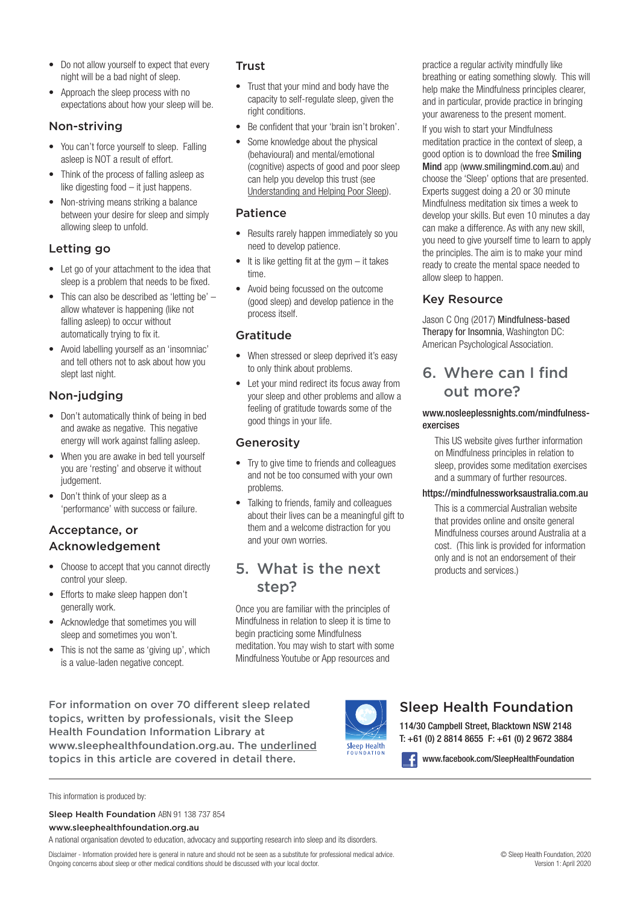- Do not allow yourself to expect that every night will be a bad night of sleep.
- Approach the sleep process with no expectations about how your sleep will be.

### Non-striving

- You can't force yourself to sleep. Falling asleep is NOT a result of effort.
- Think of the process of falling asleep as like digesting food – it just happens.
- Non-striving means striking a balance between your desire for sleep and simply allowing sleep to unfold.

### Letting go

- Let go of your attachment to the idea that sleep is a problem that needs to be fixed.
- This can also be described as 'letting be' – allow whatever is happening (like not falling asleep) to occur without automatically trying to fix it.
- Avoid labelling yourself as an 'insomniac' and tell others not to ask about how you slept last night.

### Non-judging

- Don't automatically think of being in bed and awake as negative. This negative energy will work against falling asleep.
- When you are awake in bed tell yourself you are 'resting' and observe it without judgement.
- Don't think of your sleep as a 'performance' with success or failure.

### Acceptance, or Acknowledgement

- Choose to accept that you cannot directly control your sleep.
- Efforts to make sleep happen don't generally work.
- Acknowledge that sometimes you will sleep and sometimes you won't.
- This is not the same as 'giving up', which is a value-laden negative concept.

### Trust

- Trust that your mind and body have the capacity to self-regulate sleep, given the right conditions.
- Be confident that your 'brain isn't broken'.
- Some knowledge about the physical (behavioural) and mental/emotional (cognitive) aspects of good and poor sleep can help you develop this trust (see Understanding and Helping Poor Sleep).

### Patience

- Results rarely happen immediately so you need to develop patience.
- It is like getting fit at the gym – it takes time.
- Avoid being focussed on the outcome (good sleep) and develop patience in the process itself.

### Gratitude

- When stressed or sleep deprived it's easy to only think about problems.
- Let your mind redirect its focus away from your sleep and other problems and allow a feeling of gratitude towards some of the good things in your life.

### Generosity

- Try to give time to friends and colleagues and not be too consumed with your own problems.
- Talking to friends, family and colleagues about their lives can be a meaningful gift to them and a welcome distraction for you and your own worries.

## 5. What is the next step?

Once you are familiar with the principles of Mindfulness in relation to sleep it is time to begin practicing some Mindfulness meditation. You may wish to start with some Mindfulness Youtube or App resources and practice a regular activity mindfully like breathing or eating something slowly. This will help make the Mindfulness principles clearer, and in particular, provide practice in bringing your awareness to the present moment.

If you wish to start your Mindfulness meditation practice in the context of sleep, a good option is to download the free **Smiling Mind** app (www.smilingmind.com.au) and choose the 'Sleep' options that are presented. Experts suggest doing a 20 or 30 minute Mindfulness meditation six times a week to develop your skills. But even 10 minutes a day can make a difference. As with any new skill, you need to give yourself time to learn to apply the principles. The aim is to make your mind ready to create the mental space needed to allow sleep to happen.

### Key Resource

Jason C Ong (2017) **Mindfulness-based Therapy for Insomnia**, Washington DC: American Psychological Association.

## 6. Where can I find out more?

**www.nosleeplessnights.com/mindfulness-exercises**

This US website gives further information on Mindfulness principles in relation to sleep, provides some meditation exercises and a summary of further resources.

**https://mindfulnessworksaustralia.com.au**

This is a commercial Australian website that provides online and onsite general Mindfulness courses around Australia at a cost. (This link is provided for information only and is not an endorsement of their products and services.)

For information on over 70 different sleep related topics, written by professionals, visit the Sleep Health Foundation Information Library at www.sleephealthfoundation.org.au. The underlined topics in this article are covered in detail there.

**Sleep Health Foundation**

114/30 Campbell Street, Blacktown NSW 2148
T: +61 (0) 2 8814 8655 F: +61 (0) 2 9672 3884

www.facebook.com/SleepHealthFoundation

This information is produced by:

**Sleep Health Foundation** ABN 91 138 737 854
**www.sleephealthfoundation.org.au**
A national organisation devoted to education, advocacy and supporting research into sleep and its disorders.

Disclaimer - Information provided here is general in nature and should not be seen as a substitute for professional medical advice. Ongoing concerns about sleep or other medical conditions should be discussed with your local doctor.

© Sleep Health Foundation, 2020
Version 1: April 2020